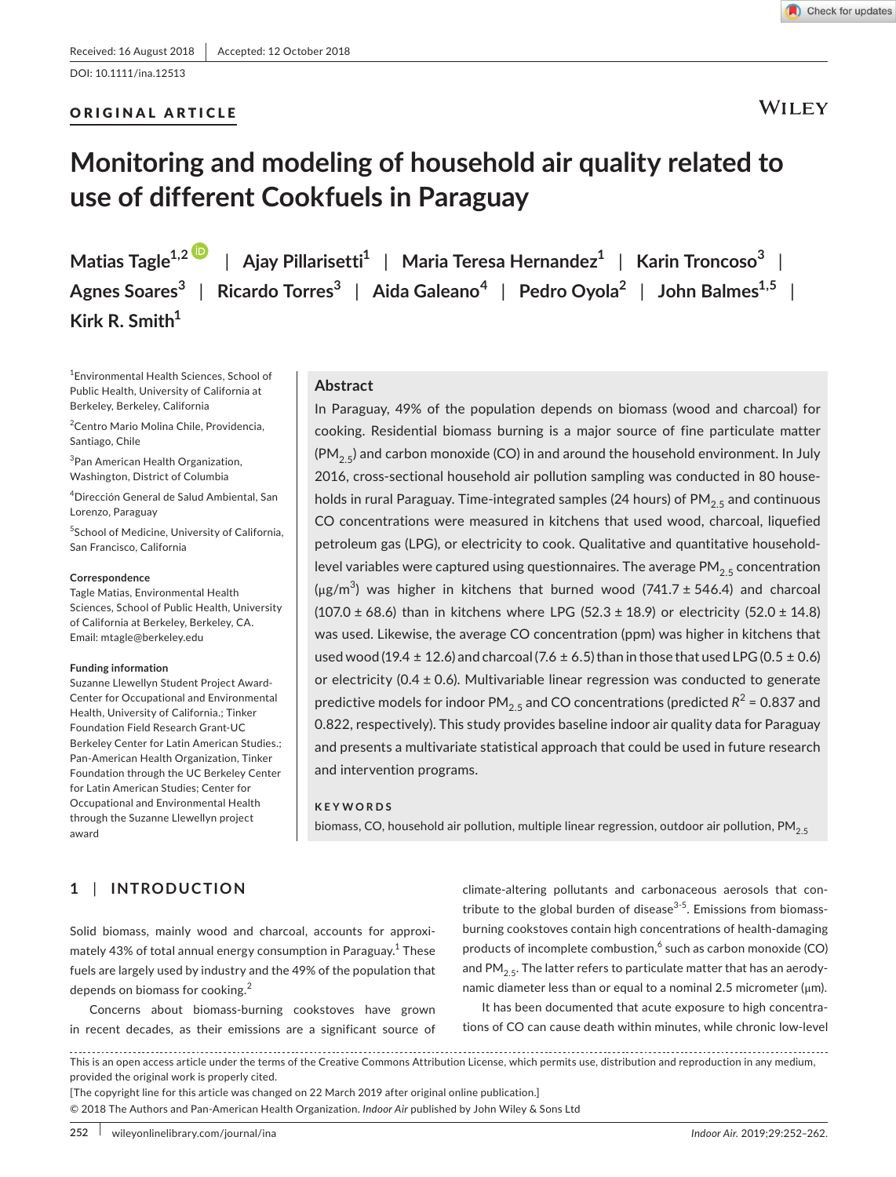Received: 16 August 2018 | Accepted: 12 October 2018

DOI: 10.1111/ina.12513

ORIGINAL ARTICLE

# Monitoring and modeling of household air quality related to use of different Cookfuels in Paraguay

**Matias Tagle[1,2] | Ajay Pillarisetti[1] | Maria Teresa Hernandez[1] | Karin Troncoso[3] | Agnes Soares[3] | Ricardo Torres[3] | Aida Galeano[4] | Pedro Oyola[2] | John Balmes[1,5] | Kirk R. Smith[1]**

[1]Environmental Health Sciences, School of Public Health, University of California at Berkeley, Berkeley, California

[2]Centro Mario Molina Chile, Providencia, Santiago, Chile

[3]Pan American Health Organization, Washington, District of Columbia

[4]Dirección General de Salud Ambiental, San Lorenzo, Paraguay

[5]School of Medicine, University of California, San Francisco, California

**Correspondence**
Tagle Matias, Environmental Health Sciences, School of Public Health, University of California at Berkeley, Berkeley, CA.
Email: mtagle@berkeley.edu

**Funding information**
Suzanne Llewellyn Student Project Award-Center for Occupational and Environmental Health, University of California.; Tinker Foundation Field Research Grant-UC Berkeley Center for Latin American Studies.; Pan-American Health Organization, Tinker Foundation through the UC Berkeley Center for Latin American Studies; Center for Occupational and Environmental Health through the Suzanne Llewellyn project award

## Abstract

In Paraguay, 49% of the population depends on biomass (wood and charcoal) for cooking. Residential biomass burning is a major source of fine particulate matter ($PM_{2.5}$) and carbon monoxide (CO) in and around the household environment. In July 2016, cross-sectional household air pollution sampling was conducted in 80 households in rural Paraguay. Time-integrated samples (24 hours) of $PM_{2.5}$ and continuous CO concentrations were measured in kitchens that used wood, charcoal, liquefied petroleum gas (LPG), or electricity to cook. Qualitative and quantitative household-level variables were captured using questionnaires. The average $PM_{2.5}$ concentration ($\mu g/m^3$) was higher in kitchens that burned wood (741.7 ± 546.4) and charcoal (107.0 ± 68.6) than in kitchens where LPG (52.3 ± 18.9) or electricity (52.0 ± 14.8) was used. Likewise, the average CO concentration (ppm) was higher in kitchens that used wood (19.4 ± 12.6) and charcoal (7.6 ± 6.5) than in those that used LPG (0.5 ± 0.6) or electricity (0.4 ± 0.6). Multivariable linear regression was conducted to generate predictive models for indoor $PM_{2.5}$ and CO concentrations (predicted $R^2$ = 0.837 and 0.822, respectively). This study provides baseline indoor air quality data for Paraguay and presents a multivariate statistical approach that could be used in future research and intervention programs.

**KEYWORDS**

biomass, CO, household air pollution, multiple linear regression, outdoor air pollution, $PM_{2.5}$

## 1 | INTRODUCTION

Solid biomass, mainly wood and charcoal, accounts for approximately 43% of total annual energy consumption in Paraguay.[1] These fuels are largely used by industry and the 49% of the population that depends on biomass for cooking.[2]

Concerns about biomass-burning cookstoves have grown in recent decades, as their emissions are a significant source of climate-altering pollutants and carbonaceous aerosols that contribute to the global burden of disease[3-5]. Emissions from biomass-burning cookstoves contain high concentrations of health-damaging products of incomplete combustion,[6] such as carbon monoxide (CO) and $PM_{2.5}$. The latter refers to particulate matter that has an aerodynamic diameter less than or equal to a nominal 2.5 micrometer (μm).

It has been documented that acute exposure to high concentrations of CO can cause death within minutes, while chronic low-level

This is an open access article under the terms of the Creative Commons Attribution License, which permits use, distribution and reproduction in any medium, provided the original work is properly cited.
[The copyright line for this article was changed on 22 March 2019 after original online publication.]
© 2018 The Authors and Pan-American Health Organization. *Indoor Air* published by John Wiley & Sons Ltd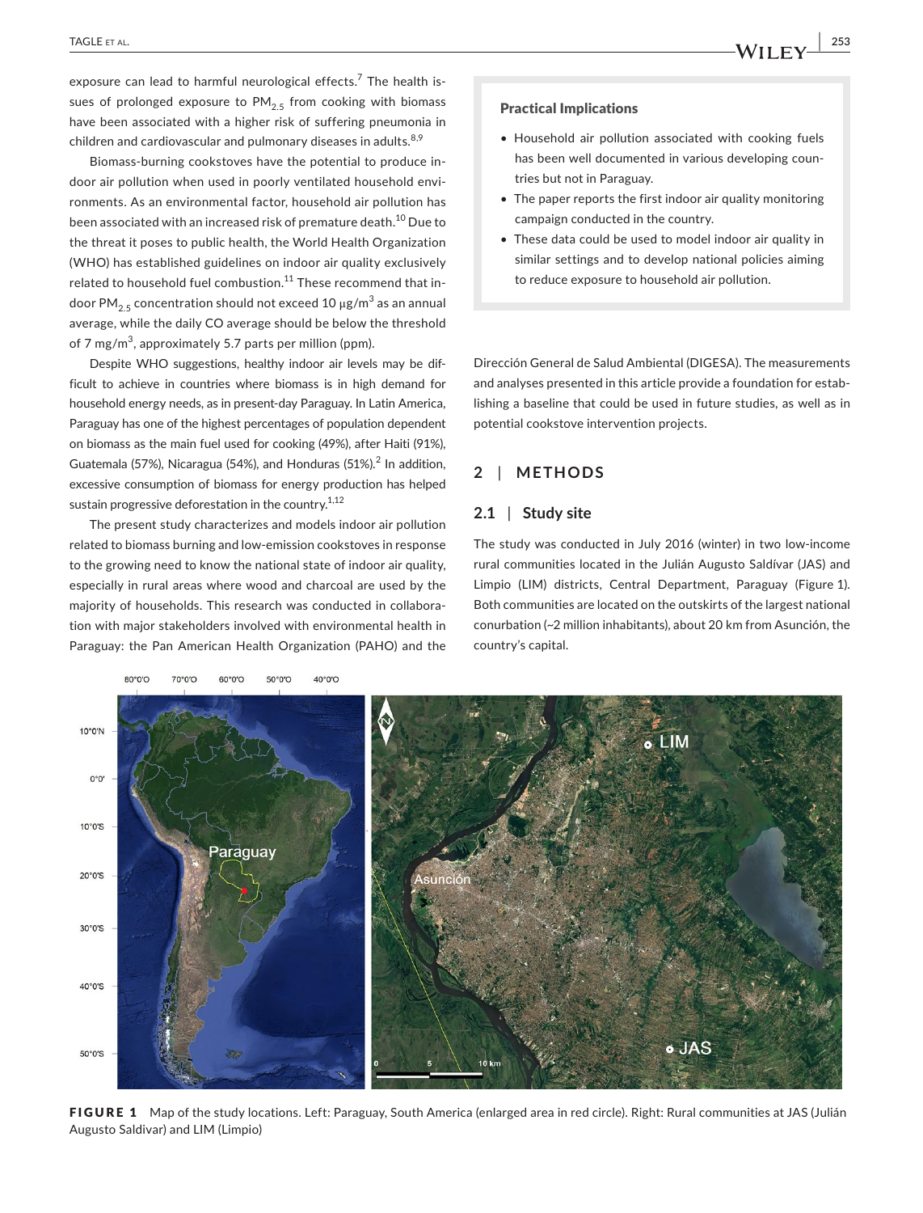exposure can lead to harmful neurological effects.[7] The health issues of prolonged exposure to $PM_{2.5}$ from cooking with biomass have been associated with a higher risk of suffering pneumonia in children and cardiovascular and pulmonary diseases in adults.[8,9]

Biomass-burning cookstoves have the potential to produce indoor air pollution when used in poorly ventilated household environments. As an environmental factor, household air pollution has been associated with an increased risk of premature death.[10] Due to the threat it poses to public health, the World Health Organization (WHO) has established guidelines on indoor air quality exclusively related to household fuel combustion.[11] These recommend that indoor $PM_{2.5}$ concentration should not exceed 10 μg/m$^3$ as an annual average, while the daily CO average should be below the threshold of 7 mg/m$^3$, approximately 5.7 parts per million (ppm).

Despite WHO suggestions, healthy indoor air levels may be difficult to achieve in countries where biomass is in high demand for household energy needs, as in present-day Paraguay. In Latin America, Paraguay has one of the highest percentages of population dependent on biomass as the main fuel used for cooking (49%), after Haiti (91%), Guatemala (57%), Nicaragua (54%), and Honduras (51%).[2] In addition, excessive consumption of biomass for energy production has helped sustain progressive deforestation in the country.[1,12]

The present study characterizes and models indoor air pollution related to biomass burning and low-emission cookstoves in response to the growing need to know the national state of indoor air quality, especially in rural areas where wood and charcoal are used by the majority of households. This research was conducted in collaboration with major stakeholders involved with environmental health in Paraguay: the Pan American Health Organization (PAHO) and the Dirección General de Salud Ambiental (DIGESA). The measurements and analyses presented in this article provide a foundation for establishing a baseline that could be used in future studies, as well as in potential cookstove intervention projects.

**Practical Implications**

- Household air pollution associated with cooking fuels has been well documented in various developing countries but not in Paraguay.
- The paper reports the first indoor air quality monitoring campaign conducted in the country.
- These data could be used to model indoor air quality in similar settings and to develop national policies aiming to reduce exposure to household air pollution.

## 2 | METHODS

### 2.1 | Study site

The study was conducted in July 2016 (winter) in two low-income rural communities located in the Julián Augusto Saldívar (JAS) and Limpio (LIM) districts, Central Department, Paraguay (Figure 1). Both communities are located on the outskirts of the largest national conurbation (~2 million inhabitants), about 20 km from Asunción, the country's capital.

**FIGURE 1** Map of the study locations. Left: Paraguay, South America (enlarged area in red circle). Right: Rural communities at JAS (Julián Augusto Saldivar) and LIM (Limpio)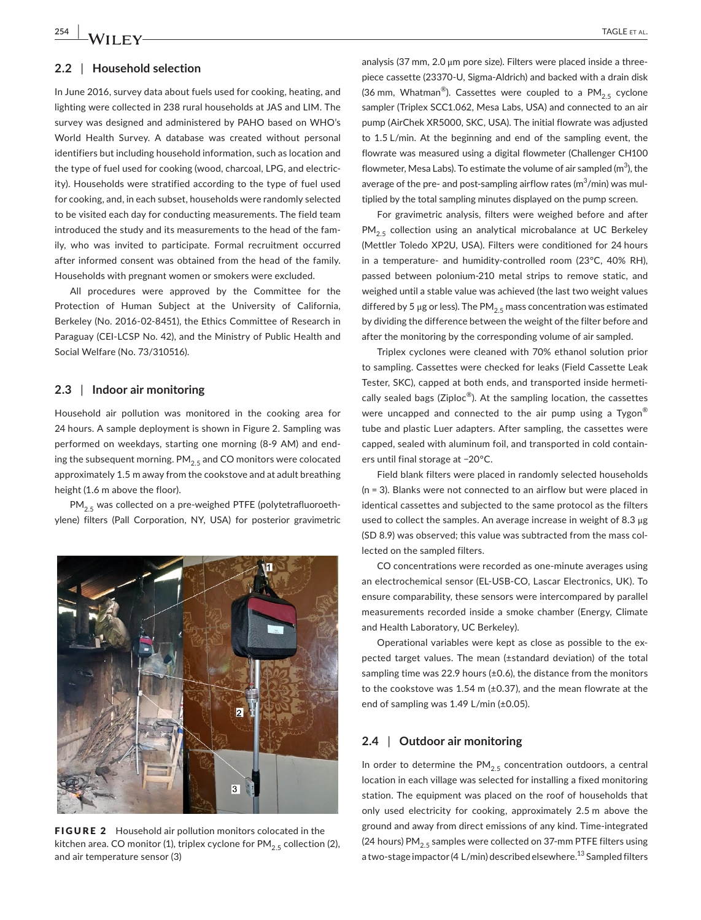## 2.2 | Household selection

In June 2016, survey data about fuels used for cooking, heating, and lighting were collected in 238 rural households at JAS and LIM. The survey was designed and administered by PAHO based on WHO's World Health Survey. A database was created without personal identifiers but including household information, such as location and the type of fuel used for cooking (wood, charcoal, LPG, and electricity). Households were stratified according to the type of fuel used for cooking, and, in each subset, households were randomly selected to be visited each day for conducting measurements. The field team introduced the study and its measurements to the head of the family, who was invited to participate. Formal recruitment occurred after informed consent was obtained from the head of the family. Households with pregnant women or smokers were excluded.

All procedures were approved by the Committee for the Protection of Human Subject at the University of California, Berkeley (No. 2016-02-8451), the Ethics Committee of Research in Paraguay (CEI-LCSP No. 42), and the Ministry of Public Health and Social Welfare (No. 73/310516).

## 2.3 | Indoor air monitoring

Household air pollution was monitored in the cooking area for 24 hours. A sample deployment is shown in Figure 2. Sampling was performed on weekdays, starting one morning (8-9 AM) and ending the subsequent morning. $PM_{2.5}$ and CO monitors were colocated approximately 1.5 m away from the cookstove and at adult breathing height (1.6 m above the floor).

$PM_{2.5}$ was collected on a pre-weighed PTFE (polytetrafluoroethylene) filters (Pall Corporation, NY, USA) for posterior gravimetric analysis (37 mm, 2.0 μm pore size). Filters were placed inside a three-piece cassette (23370-U, Sigma-Aldrich) and backed with a drain disk (36 mm, Whatman®). Cassettes were coupled to a $PM_{2.5}$ cyclone sampler (Triplex SCC1.062, Mesa Labs, USA) and connected to an air pump (AirChek XR5000, SKC, USA). The initial flowrate was adjusted to 1.5 L/min. At the beginning and end of the sampling event, the flowrate was measured using a digital flowmeter (Challenger CH100 flowmeter, Mesa Labs). To estimate the volume of air sampled ($m^3$), the average of the pre- and post-sampling airflow rates ($m^3$/min) was multiplied by the total sampling minutes displayed on the pump screen.

FIGURE 2 Household air pollution monitors colocated in the kitchen area. CO monitor (1), triplex cyclone for $PM_{2.5}$ collection (2), and air temperature sensor (3)

For gravimetric analysis, filters were weighed before and after $PM_{2.5}$ collection using an analytical microbalance at UC Berkeley (Mettler Toledo XP2U, USA). Filters were conditioned for 24 hours in a temperature- and humidity-controlled room (23°C, 40% RH), passed between polonium-210 metal strips to remove static, and weighed until a stable value was achieved (the last two weight values differed by 5 μg or less). The $PM_{2.5}$ mass concentration was estimated by dividing the difference between the weight of the filter before and after the monitoring by the corresponding volume of air sampled.

Triplex cyclones were cleaned with 70% ethanol solution prior to sampling. Cassettes were checked for leaks (Field Cassette Leak Tester, SKC), capped at both ends, and transported inside hermetically sealed bags (Ziploc®). At the sampling location, the cassettes were uncapped and connected to the air pump using a Tygon® tube and plastic Luer adapters. After sampling, the cassettes were capped, sealed with aluminum foil, and transported in cold containers until final storage at −20°C.

Field blank filters were placed in randomly selected households (n = 3). Blanks were not connected to an airflow but were placed in identical cassettes and subjected to the same protocol as the filters used to collect the samples. An average increase in weight of 8.3 μg (SD 8.9) was observed; this value was subtracted from the mass collected on the sampled filters.

CO concentrations were recorded as one-minute averages using an electrochemical sensor (EL-USB-CO, Lascar Electronics, UK). To ensure comparability, these sensors were intercompared by parallel measurements recorded inside a smoke chamber (Energy, Climate and Health Laboratory, UC Berkeley).

Operational variables were kept as close as possible to the expected target values. The mean (±standard deviation) of the total sampling time was 22.9 hours (±0.6), the distance from the monitors to the cookstove was 1.54 m (±0.37), and the mean flowrate at the end of sampling was 1.49 L/min (±0.05).

## 2.4 | Outdoor air monitoring

In order to determine the $PM_{2.5}$ concentration outdoors, a central location in each village was selected for installing a fixed monitoring station. The equipment was placed on the roof of households that only used electricity for cooking, approximately 2.5 m above the ground and away from direct emissions of any kind. Time-integrated (24 hours) $PM_{2.5}$ samples were collected on 37-mm PTFE filters using a two-stage impactor (4 L/min) described elsewhere.[13] Sampled filters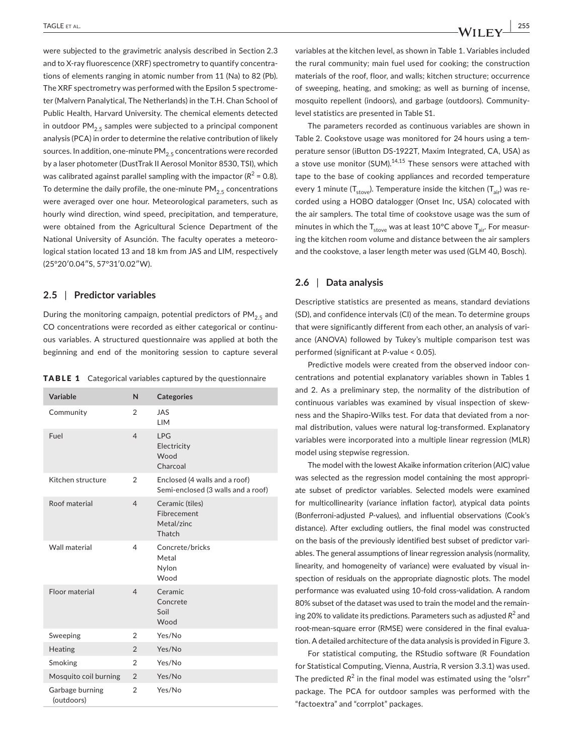were subjected to the gravimetric analysis described in Section 2.3 and to X-ray fluorescence (XRF) spectrometry to quantify concentrations of elements ranging in atomic number from 11 (Na) to 82 (Pb). The XRF spectrometry was performed with the Epsilon 5 spectrometer (Malvern Panalytical, The Netherlands) in the T.H. Chan School of Public Health, Harvard University. The chemical elements detected in outdoor $PM_{2.5}$ samples were subjected to a principal component analysis (PCA) in order to determine the relative contribution of likely sources. In addition, one-minute $PM_{2.5}$ concentrations were recorded by a laser photometer (DustTrak II Aerosol Monitor 8530, TSI), which was calibrated against parallel sampling with the impactor ($R^2$ = 0.8). To determine the daily profile, the one-minute $PM_{2.5}$ concentrations were averaged over one hour. Meteorological parameters, such as hourly wind direction, wind speed, precipitation, and temperature, were obtained from the Agricultural Science Department of the National University of Asunción. The faculty operates a meteorological station located 13 and 18 km from JAS and LIM, respectively (25°20′0.04″S, 57°31′0.02″W).

### 2.5 | Predictor variables

During the monitoring campaign, potential predictors of $PM_{2.5}$ and CO concentrations were recorded as either categorical or continuous variables. A structured questionnaire was applied at both the beginning and end of the monitoring session to capture several variables at the kitchen level, as shown in Table 1. Variables included the rural community; main fuel used for cooking; the construction materials of the roof, floor, and walls; kitchen structure; occurrence of sweeping, heating, and smoking; as well as burning of incense, mosquito repellent (indoors), and garbage (outdoors). Community-level statistics are presented in Table S1.

**TABLE 1** Categorical variables captured by the questionnaire

| Variable | N | Categories |
|---|---|---|
| Community | 2 | JAS<br>LIM |
| Fuel | 4 | LPG<br>Electricity<br>Wood<br>Charcoal |
| Kitchen structure | 2 | Enclosed (4 walls and a roof)<br>Semi-enclosed (3 walls and a roof) |
| Roof material | 4 | Ceramic (tiles)<br>Fibrecement<br>Metal/zinc<br>Thatch |
| Wall material | 4 | Concrete/bricks<br>Metal<br>Nylon<br>Wood |
| Floor material | 4 | Ceramic<br>Concrete<br>Soil<br>Wood |
| Sweeping | 2 | Yes/No |
| Heating | 2 | Yes/No |
| Smoking | 2 | Yes/No |
| Mosquito coil burning | 2 | Yes/No |
| Garbage burning (outdoors) | 2 | Yes/No |

The parameters recorded as continuous variables are shown in Table 2. Cookstove usage was monitored for 24 hours using a temperature sensor (iButton DS-1922T, Maxim Integrated, CA, USA) as a stove use monitor (SUM).[14,15] These sensors were attached with tape to the base of cooking appliances and recorded temperature every 1 minute ($T_{stove}$). Temperature inside the kitchen ($T_{air}$) was recorded using a HOBO datalogger (Onset Inc, USA) colocated with the air samplers. The total time of cookstove usage was the sum of minutes in which the $T_{stove}$ was at least 10°C above $T_{air}$. For measuring the kitchen room volume and distance between the air samplers and the cookstove, a laser length meter was used (GLM 40, Bosch).

### 2.6 | Data analysis

Descriptive statistics are presented as means, standard deviations (SD), and confidence intervals (CI) of the mean. To determine groups that were significantly different from each other, an analysis of variance (ANOVA) followed by Tukey's multiple comparison test was performed (significant at $P$-value < 0.05).

Predictive models were created from the observed indoor concentrations and potential explanatory variables shown in Tables 1 and 2. As a preliminary step, the normality of the distribution of continuous variables was examined by visual inspection of skewness and the Shapiro-Wilks test. For data that deviated from a normal distribution, values were natural log-transformed. Explanatory variables were incorporated into a multiple linear regression (MLR) model using stepwise regression.

The model with the lowest Akaike information criterion (AIC) value was selected as the regression model containing the most appropriate subset of predictor variables. Selected models were examined for multicollinearity (variance inflation factor), atypical data points (Bonferroni-adjusted $P$-values), and influential observations (Cook's distance). After excluding outliers, the final model was constructed on the basis of the previously identified best subset of predictor variables. The general assumptions of linear regression analysis (normality, linearity, and homogeneity of variance) were evaluated by visual inspection of residuals on the appropriate diagnostic plots. The model performance was evaluated using 10-fold cross-validation. A random 80% subset of the dataset was used to train the model and the remaining 20% to validate its predictions. Parameters such as adjusted $R^2$ and root-mean-square error (RMSE) were considered in the final evaluation. A detailed architecture of the data analysis is provided in Figure 3.

For statistical computing, the RStudio software (R Foundation for Statistical Computing, Vienna, Austria, R version 3.3.1) was used. The predicted $R^2$ in the final model was estimated using the "olsrr" package. The PCA for outdoor samples was performed with the "factoextra" and "corrplot" packages.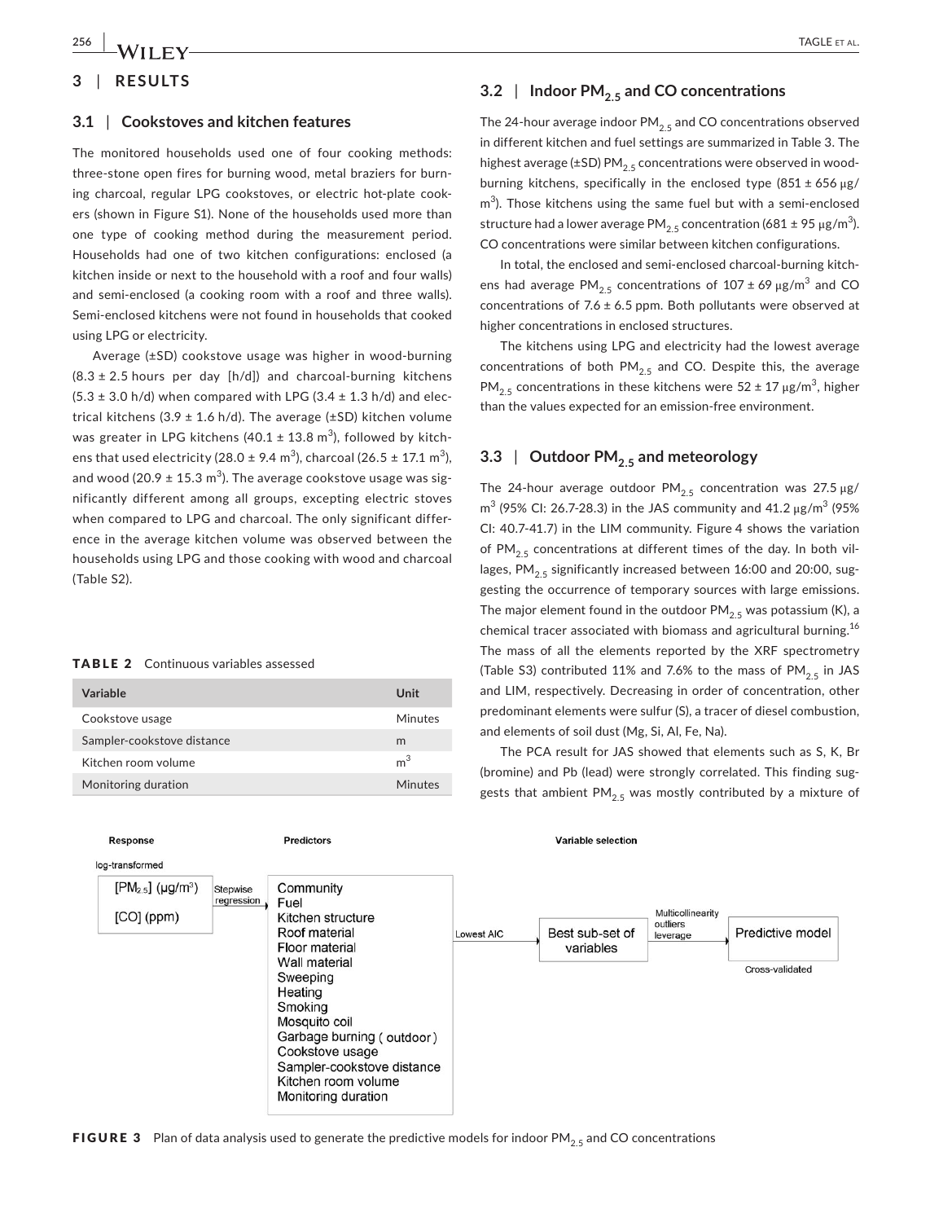## 3 | RESULTS

### 3.1 | Cookstoves and kitchen features

The monitored households used one of four cooking methods: three-stone open fires for burning wood, metal braziers for burning charcoal, regular LPG cookstoves, or electric hot-plate cookers (shown in Figure S1). None of the households used more than one type of cooking method during the measurement period. Households had one of two kitchen configurations: enclosed (a kitchen inside or next to the household with a roof and four walls) and semi-enclosed (a cooking room with a roof and three walls). Semi-enclosed kitchens were not found in households that cooked using LPG or electricity.

Average (±SD) cookstove usage was higher in wood-burning (8.3 ± 2.5 hours per day [h/d]) and charcoal-burning kitchens (5.3 ± 3.0 h/d) when compared with LPG (3.4 ± 1.3 h/d) and electrical kitchens (3.9 ± 1.6 h/d). The average (±SD) kitchen volume was greater in LPG kitchens (40.1 ± 13.8 $m^3$), followed by kitchens that used electricity (28.0 ± 9.4 $m^3$), charcoal (26.5 ± 17.1 $m^3$), and wood (20.9 ± 15.3 $m^3$). The average cookstove usage was significantly different among all groups, excepting electric stoves when compared to LPG and charcoal. The only significant difference in the average kitchen volume was observed between the households using LPG and those cooking with wood and charcoal (Table S2).

**TABLE 2** Continuous variables assessed

| Variable | Unit |
|---|---|
| Cookstove usage | Minutes |
| Sampler-cookstove distance | m |
| Kitchen room volume | $m^3$ |
| Monitoring duration | Minutes |

### 3.2 | Indoor $PM_{2.5}$ and CO concentrations

The 24-hour average indoor $PM_{2.5}$ and CO concentrations observed in different kitchen and fuel settings are summarized in Table 3. The highest average (±SD) $PM_{2.5}$ concentrations were observed in wood-burning kitchens, specifically in the enclosed type (851 ± 656 μg/$m^3$). Those kitchens using the same fuel but with a semi-enclosed structure had a lower average $PM_{2.5}$ concentration (681 ± 95 μg/$m^3$). CO concentrations were similar between kitchen configurations.

In total, the enclosed and semi-enclosed charcoal-burning kitchens had average $PM_{2.5}$ concentrations of 107 ± 69 μg/$m^3$ and CO concentrations of 7.6 ± 6.5 ppm. Both pollutants were observed at higher concentrations in enclosed structures.

The kitchens using LPG and electricity had the lowest average concentrations of both $PM_{2.5}$ and CO. Despite this, the average $PM_{2.5}$ concentrations in these kitchens were 52 ± 17 μg/$m^3$, higher than the values expected for an emission-free environment.

### 3.3 | Outdoor $PM_{2.5}$ and meteorology

The 24-hour average outdoor $PM_{2.5}$ concentration was 27.5 μg/$m^3$ (95% CI: 26.7-28.3) in the JAS community and 41.2 μg/$m^3$ (95% CI: 40.7-41.7) in the LIM community. Figure 4 shows the variation of $PM_{2.5}$ concentrations at different times of the day. In both villages, $PM_{2.5}$ significantly increased between 16:00 and 20:00, suggesting the occurrence of temporary sources with large emissions. The major element found in the outdoor $PM_{2.5}$ was potassium (K), a chemical tracer associated with biomass and agricultural burning.[16] The mass of all the elements reported by the XRF spectrometry (Table S3) contributed 11% and 7.6% to the mass of $PM_{2.5}$ in JAS and LIM, respectively. Decreasing in order of concentration, other predominant elements were sulfur (S), a tracer of diesel combustion, and elements of soil dust (Mg, Si, Al, Fe, Na).

The PCA result for JAS showed that elements such as S, K, Br (bromine) and Pb (lead) were strongly correlated. This finding suggests that ambient $PM_{2.5}$ was mostly contributed by a mixture of

| Response | | Predictors | | Variable selection | | |
|---|---|---|---|---|---|---|
| log-transformed | | | | | | |
| $[PM_{2.5}]$ (μg/$m^3$) [CO] (ppm) | Stepwise regression → | Community, Fuel, Kitchen structure, Roof material, Floor material, Wall material, Sweeping, Heating, Smoking, Mosquito coil, Garbage burning (outdoor), Cookstove usage, Sampler-cookstove distance, Kitchen room volume, Monitoring duration | Lowest AIC → | Best sub-set of variables | Multicollinearity outliers leverage → | Predictive model (Cross-validated) |

**FIGURE 3** Plan of data analysis used to generate the predictive models for indoor $PM_{2.5}$ and CO concentrations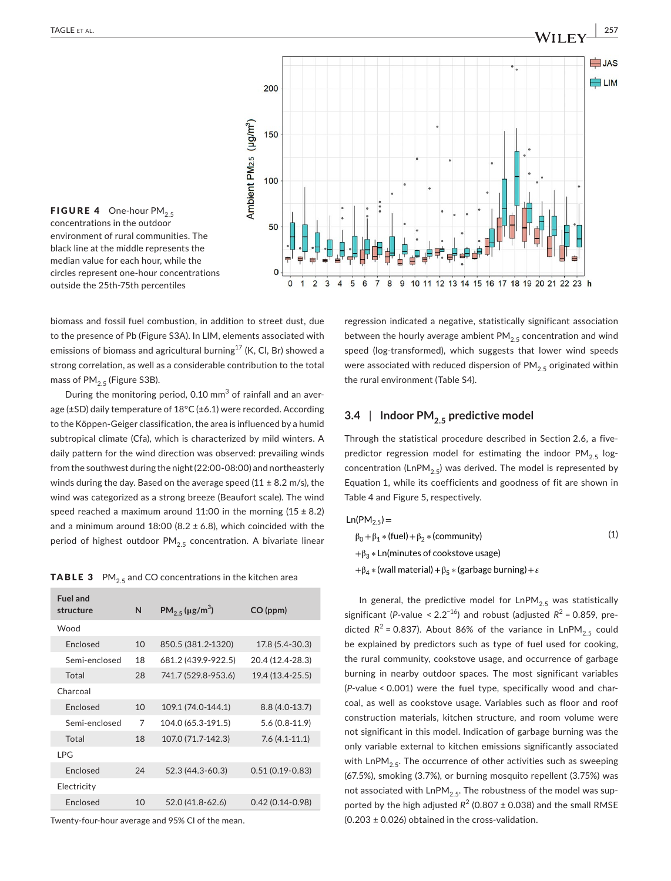FIGURE 4 One-hour $PM_{2.5}$ concentrations in the outdoor environment of rural communities. The black line at the middle represents the median value for each hour, while the circles represent one-hour concentrations outside the 25th-75th percentiles

biomass and fossil fuel combustion, in addition to street dust, due to the presence of Pb (Figure S3A). In LIM, elements associated with emissions of biomass and agricultural burning[17] (K, Cl, Br) showed a strong correlation, as well as a considerable contribution to the total mass of $PM_{2.5}$ (Figure S3B).

During the monitoring period, 0.10 $mm^3$ of rainfall and an average (±SD) daily temperature of 18°C (±6.1) were recorded. According to the Köppen-Geiger classification, the area is influenced by a humid subtropical climate (Cfa), which is characterized by mild winters. A daily pattern for the wind direction was observed: prevailing winds from the southwest during the night (22:00-08:00) and northeasterly winds during the day. Based on the average speed (11 ± 8.2 m/s), the wind was categorized as a strong breeze (Beaufort scale). The wind speed reached a maximum around 11:00 in the morning (15 ± 8.2) and a minimum around 18:00 (8.2 ± 6.8), which coincided with the period of highest outdoor $PM_{2.5}$ concentration. A bivariate linear regression indicated a negative, statistically significant association between the hourly average ambient $PM_{2.5}$ concentration and wind speed (log-transformed), which suggests that lower wind speeds were associated with reduced dispersion of $PM_{2.5}$ originated within the rural environment (Table S4).

**TABLE 3** $PM_{2.5}$ and CO concentrations in the kitchen area

| Fuel and structure | N | $PM_{2.5}$ ($\mu g/m^3$) | CO (ppm) |
|---|---|---|---|
| Wood | | | |
| Enclosed | 10 | 850.5 (381.2-1320) | 17.8 (5.4-30.3) |
| Semi-enclosed | 18 | 681.2 (439.9-922.5) | 20.4 (12.4-28.3) |
| Total | 28 | 741.7 (529.8-953.6) | 19.4 (13.4-25.5) |
| Charcoal | | | |
| Enclosed | 10 | 109.1 (74.0-144.1) | 8.8 (4.0-13.7) |
| Semi-enclosed | 7 | 104.0 (65.3-191.5) | 5.6 (0.8-11.9) |
| Total | 18 | 107.0 (71.7-142.3) | 7.6 (4.1-11.1) |
| LPG | | | |
| Enclosed | 24 | 52.3 (44.3-60.3) | 0.51 (0.19-0.83) |
| Electricity | | | |
| Enclosed | 10 | 52.0 (41.8-62.6) | 0.42 (0.14-0.98) |

Twenty-four-hour average and 95% CI of the mean.

### 3.4 | Indoor $PM_{2.5}$ predictive model

Through the statistical procedure described in Section 2.6, a five-predictor regression model for estimating the indoor $PM_{2.5}$ log-concentration ($LnPM_{2.5}$) was derived. The model is represented by Equation 1, while its coefficients and goodness of fit are shown in Table 4 and Figure 5, respectively.

$$
\begin{aligned}
\text{Ln}(PM_{2.5}) = & \\
& \beta_0 + \beta_1 * (\text{fuel}) + \beta_2 * (\text{community}) \\
& + \beta_3 * \text{Ln}(\text{minutes of cookstove usage}) \\
& + \beta_4 * (\text{wall material}) + \beta_5 * (\text{garbage burning}) + \varepsilon
\end{aligned} \tag{1}
$$

In general, the predictive model for $LnPM_{2.5}$ was statistically significant ($P$-value < $2.2^{-16}$) and robust (adjusted $R^2$ = 0.859, predicted $R^2$ = 0.837). About 86% of the variance in $LnPM_{2.5}$ could be explained by predictors such as type of fuel used for cooking, the rural community, cookstove usage, and occurrence of garbage burning in nearby outdoor spaces. The most significant variables ($P$-value < 0.001) were the fuel type, specifically wood and charcoal, as well as cookstove usage. Variables such as floor and roof construction materials, kitchen structure, and room volume were not significant in this model. Indication of garbage burning was the only variable external to kitchen emissions significantly associated with $LnPM_{2.5}$. The occurrence of other activities such as sweeping (67.5%), smoking (3.7%), or burning mosquito repellent (3.75%) was not associated with $LnPM_{2.5}$. The robustness of the model was supported by the high adjusted $R^2$ (0.807 ± 0.038) and the small RMSE (0.203 ± 0.026) obtained in the cross-validation.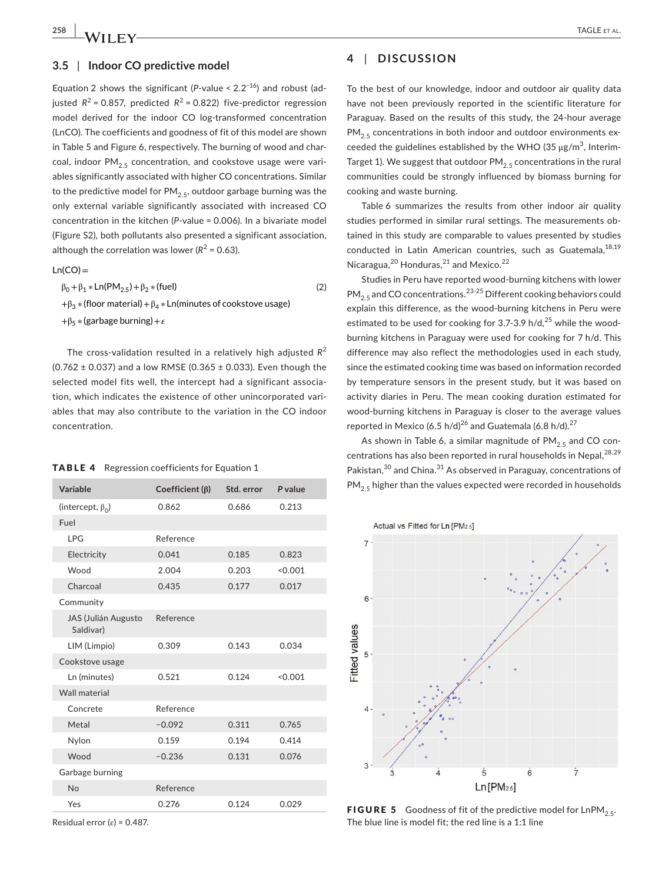### 3.5 | Indoor CO predictive model

Equation 2 shows the significant ($P$-value < $2.2^{-16}$) and robust (adjusted $R^2$ = 0.857, predicted $R^2$ = 0.822) five-predictor regression model derived for the indoor CO log-transformed concentration (LnCO). The coefficients and goodness of fit of this model are shown in Table 5 and Figure 6, respectively. The burning of wood and charcoal, indoor $PM_{2.5}$ concentration, and cookstove usage were variables significantly associated with higher CO concentrations. Similar to the predictive model for $PM_{2.5}$, outdoor garbage burning was the only external variable significantly associated with increased CO concentration in the kitchen ($P$-value = 0.006). In a bivariate model (Figure S2), both pollutants also presented a significant association, although the correlation was lower ($R^2$ = 0.63).

$$
\begin{aligned}
\mathrm{Ln(CO)} = \;& \beta_0 + \beta_1 * \mathrm{Ln}(PM_{2.5}) + \beta_2 * (\mathrm{fuel}) \\
& + \beta_3 * (\mathrm{floor\ material}) + \beta_4 * \mathrm{Ln}(\mathrm{minutes\ of\ cookstove\ usage}) \\
& + \beta_5 * (\mathrm{garbage\ burning}) + \varepsilon
\end{aligned} \tag{2}
$$

The cross-validation resulted in a relatively high adjusted $R^2$ (0.762 ± 0.037) and a low RMSE (0.365 ± 0.033). Even though the selected model fits well, the intercept had a significant association, which indicates the existence of other unincorporated variables that may also contribute to the variation in the CO indoor concentration.

**TABLE 4** Regression coefficients for Equation 1

| Variable | Coefficient (β) | Std. error | P value |
|---|---|---|---|
| (intercept, $\beta_0$) | 0.862 | 0.686 | 0.213 |
| Fuel | | | |
| LPG | Reference | | |
| Electricity | 0.041 | 0.185 | 0.823 |
| Wood | 2.004 | 0.203 | <0.001 |
| Charcoal | 0.435 | 0.177 | 0.017 |
| Community | | | |
| JAS (Julián Augusto Saldivar) | Reference | | |
| LIM (Limpio) | 0.309 | 0.143 | 0.034 |
| Cookstove usage | | | |
| Ln (minutes) | 0.521 | 0.124 | <0.001 |
| Wall material | | | |
| Concrete | Reference | | |
| Metal | −0.092 | 0.311 | 0.765 |
| Nylon | 0.159 | 0.194 | 0.414 |
| Wood | −0.236 | 0.131 | 0.076 |
| Garbage burning | | | |
| No | Reference | | |
| Yes | 0.276 | 0.124 | 0.029 |

Residual error (ε) = 0.487.

## 4 | DISCUSSION

To the best of our knowledge, indoor and outdoor air quality data have not been previously reported in the scientific literature for Paraguay. Based on the results of this study, the 24-hour average $PM_{2.5}$ concentrations in both indoor and outdoor environments exceeded the guidelines established by the WHO (35 μg/m$^3$, Interim-Target 1). We suggest that outdoor $PM_{2.5}$ concentrations in the rural communities could be strongly influenced by biomass burning for cooking and waste burning.

Table 6 summarizes the results from other indoor air quality studies performed in similar rural settings. The measurements obtained in this study are comparable to values presented by studies conducted in Latin American countries, such as Guatemala,[18,19] Nicaragua,[20] Honduras,[21] and Mexico.[22]

Studies in Peru have reported wood-burning kitchens with lower $PM_{2.5}$ and CO concentrations.[23-25] Different cooking behaviors could explain this difference, as the wood-burning kitchens in Peru were estimated to be used for cooking for 3.7-3.9 h/d,[25] while the wood-burning kitchens in Paraguay were used for cooking for 7 h/d. This difference may also reflect the methodologies used in each study, since the estimated cooking time was based on information recorded by temperature sensors in the present study, but it was based on activity diaries in Peru. The mean cooking duration estimated for wood-burning kitchens in Paraguay is closer to the average values reported in Mexico (6.5 h/d)[26] and Guatemala (6.8 h/d).[27]

As shown in Table 6, a similar magnitude of $PM_{2.5}$ and CO concentrations has also been reported in rural households in Nepal,[28,29] Pakistan,[30] and China.[31] As observed in Paraguay, concentrations of $PM_{2.5}$ higher than the values expected were recorded in households

**FIGURE 5** Goodness of fit of the predictive model for $\mathrm{LnPM}_{2.5}$. The blue line is model fit; the red line is a 1:1 line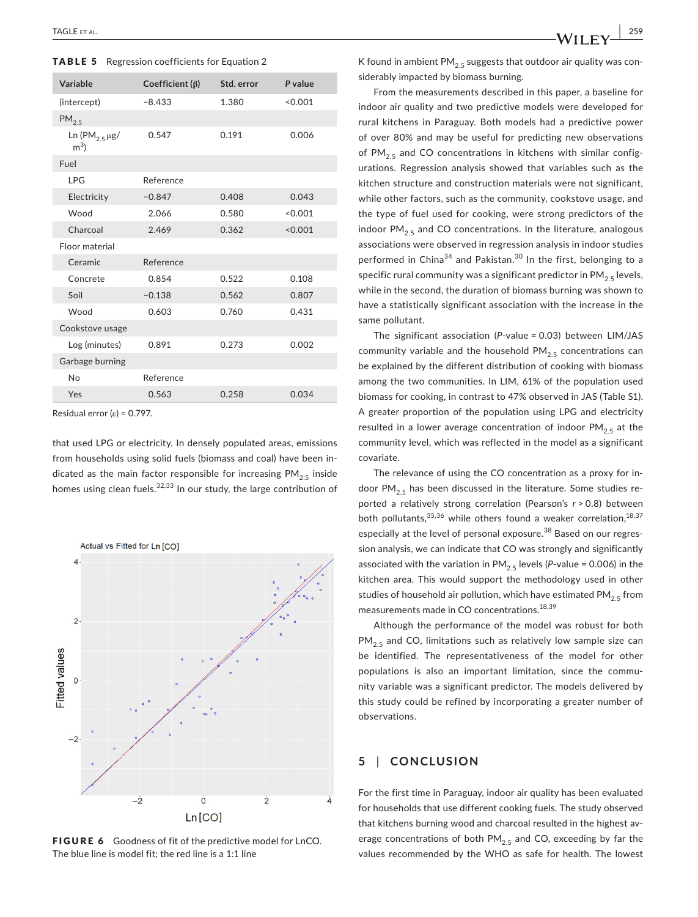**TABLE 5** Regression coefficients for Equation 2

| Variable | Coefficient (β) | Std. error | P value |
|---|---|---|---|
| (intercept) | −8.433 | 1.380 | <0.001 |
| $PM_{2.5}$ | | | |
| Ln ($PM_{2.5}$ μg/m$^3$) | 0.547 | 0.191 | 0.006 |
| Fuel | | | |
| LPG | Reference | | |
| Electricity | −0.847 | 0.408 | 0.043 |
| Wood | 2.066 | 0.580 | <0.001 |
| Charcoal | 2.469 | 0.362 | <0.001 |
| Floor material | | | |
| Ceramic | Reference | | |
| Concrete | 0.854 | 0.522 | 0.108 |
| Soil | −0.138 | 0.562 | 0.807 |
| Wood | 0.603 | 0.760 | 0.431 |
| Cookstove usage | | | |
| Log (minutes) | 0.891 | 0.273 | 0.002 |
| Garbage burning | | | |
| No | Reference | | |
| Yes | 0.563 | 0.258 | 0.034 |

Residual error (ε) = 0.797.

that used LPG or electricity. In densely populated areas, emissions from households using solid fuels (biomass and coal) have been indicated as the main factor responsible for increasing $PM_{2.5}$ inside homes using clean fuels.[32,33] In our study, the large contribution of K found in ambient $PM_{2.5}$ suggests that outdoor air quality was considerably impacted by biomass burning.

From the measurements described in this paper, a baseline for indoor air quality and two predictive models were developed for rural kitchens in Paraguay. Both models had a predictive power of over 80% and may be useful for predicting new observations of $PM_{2.5}$ and CO concentrations in kitchens with similar configurations. Regression analysis showed that variables such as the kitchen structure and construction materials were not significant, while other factors, such as the community, cookstove usage, and the type of fuel used for cooking, were strong predictors of the indoor $PM_{2.5}$ and CO concentrations. In the literature, analogous associations were observed in regression analysis in indoor studies performed in China[34] and Pakistan.[30] In the first, belonging to a specific rural community was a significant predictor in $PM_{2.5}$ levels, while in the second, the duration of biomass burning was shown to have a statistically significant association with the increase in the same pollutant.

The significant association (*P*-value = 0.03) between LIM/JAS community variable and the household $PM_{2.5}$ concentrations can be explained by the different distribution of cooking with biomass among the two communities. In LIM, 61% of the population used biomass for cooking, in contrast to 47% observed in JAS (Table S1). A greater proportion of the population using LPG and electricity resulted in a lower average concentration of indoor $PM_{2.5}$ at the community level, which was reflected in the model as a significant covariate.

The relevance of using the CO concentration as a proxy for indoor $PM_{2.5}$ has been discussed in the literature. Some studies reported a relatively strong correlation (Pearson's $r > 0.8$) between both pollutants,[35,36] while others found a weaker correlation,[18,37] especially at the level of personal exposure.[38] Based on our regression analysis, we can indicate that CO was strongly and significantly associated with the variation in $PM_{2.5}$ levels (*P*-value = 0.006) in the kitchen area. This would support the methodology used in other studies of household air pollution, which have estimated $PM_{2.5}$ from measurements made in CO concentrations.[18,39]

Although the performance of the model was robust for both $PM_{2.5}$ and CO, limitations such as relatively low sample size can be identified. The representativeness of the model for other populations is also an important limitation, since the community variable was a significant predictor. The models delivered by this study could be refined by incorporating a greater number of observations.

**FIGURE 6** Goodness of fit of the predictive model for LnCO. The blue line is model fit; the red line is a 1:1 line

## 5 | CONCLUSION

For the first time in Paraguay, indoor air quality has been evaluated for households that use different cooking fuels. The study observed that kitchens burning wood and charcoal resulted in the highest average concentrations of both $PM_{2.5}$ and CO, exceeding by far the values recommended by the WHO as safe for health. The lowest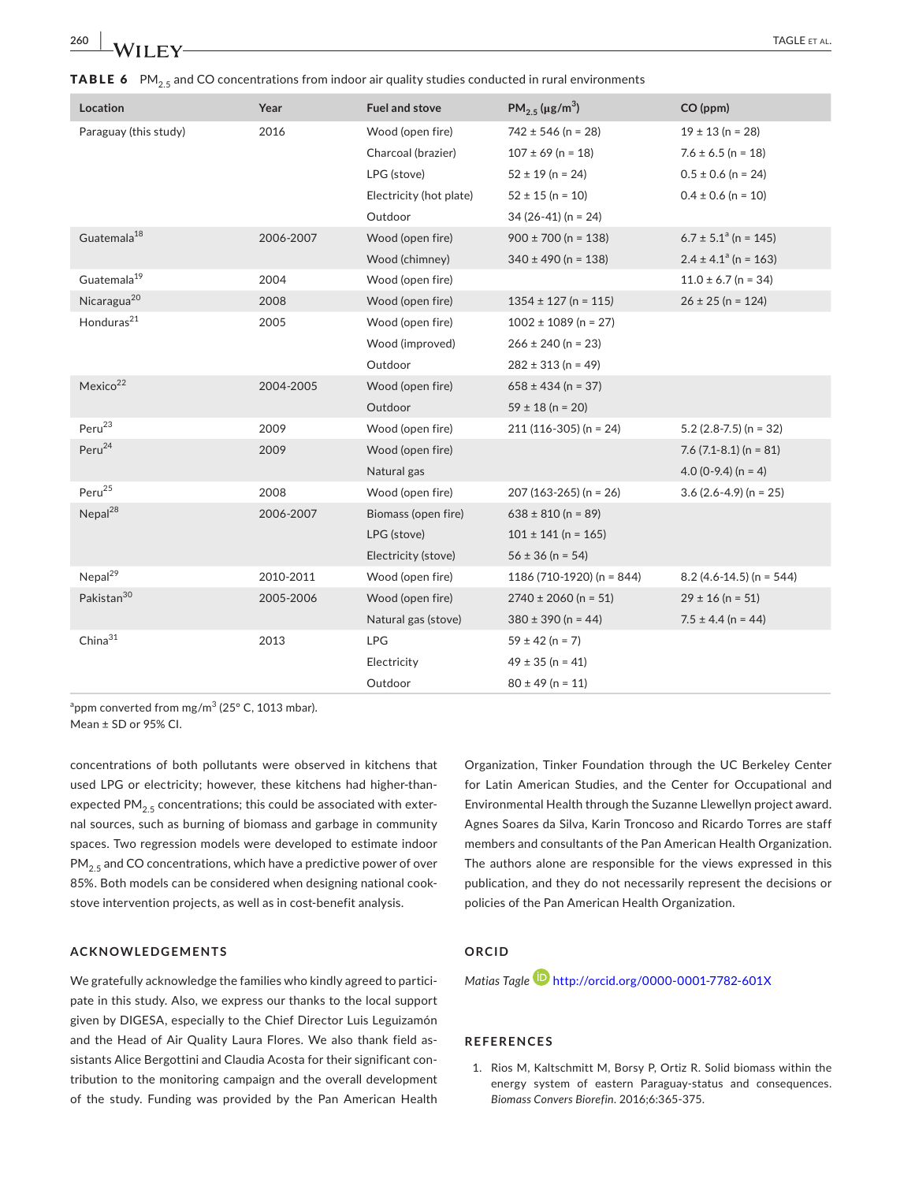**TABLE 6** $PM_{2.5}$ and CO concentrations from indoor air quality studies conducted in rural environments

| Location | Year | Fuel and stove | $PM_{2.5}$ (μg/m$^3$) | CO (ppm) |
|---|---|---|---|---|
| Paraguay (this study) | 2016 | Wood (open fire) | 742 ± 546 (n = 28) | 19 ± 13 (n = 28) |
| | | Charcoal (brazier) | 107 ± 69 (n = 18) | 7.6 ± 6.5 (n = 18) |
| | | LPG (stove) | 52 ± 19 (n = 24) | 0.5 ± 0.6 (n = 24) |
| | | Electricity (hot plate) | 52 ± 15 (n = 10) | 0.4 ± 0.6 (n = 10) |
| | | Outdoor | 34 (26-41) (n = 24) | |
| Guatemala[18] | 2006-2007 | Wood (open fire) | 900 ± 700 (n = 138) | 6.7 ± 5.1[a] (n = 145) |
| | | Wood (chimney) | 340 ± 490 (n = 138) | 2.4 ± 4.1[a] (n = 163) |
| Guatemala[19] | 2004 | Wood (open fire) | | 11.0 ± 6.7 (n = 34) |
| Nicaragua[20] | 2008 | Wood (open fire) | 1354 ± 127 (n = 115) | 26 ± 25 (n = 124) |
| Honduras[21] | 2005 | Wood (open fire) | 1002 ± 1089 (n = 27) | |
| | | Wood (improved) | 266 ± 240 (n = 23) | |
| | | Outdoor | 282 ± 313 (n = 49) | |
| Mexico[22] | 2004-2005 | Wood (open fire) | 658 ± 434 (n = 37) | |
| | | Outdoor | 59 ± 18 (n = 20) | |
| Peru[23] | 2009 | Wood (open fire) | 211 (116-305) (n = 24) | 5.2 (2.8-7.5) (n = 32) |
| Peru[24] | 2009 | Wood (open fire) | | 7.6 (7.1-8.1) (n = 81) |
| | | Natural gas | | 4.0 (0-9.4) (n = 4) |
| Peru[25] | 2008 | Wood (open fire) | 207 (163-265) (n = 26) | 3.6 (2.6-4.9) (n = 25) |
| Nepal[28] | 2006-2007 | Biomass (open fire) | 638 ± 810 (n = 89) | |
| | | LPG (stove) | 101 ± 141 (n = 165) | |
| | | Electricity (stove) | 56 ± 36 (n = 54) | |
| Nepal[29] | 2010-2011 | Wood (open fire) | 1186 (710-1920) (n = 844) | 8.2 (4.6-14.5) (n = 544) |
| Pakistan[30] | 2005-2006 | Wood (open fire) | 2740 ± 2060 (n = 51) | 29 ± 16 (n = 51) |
| | | Natural gas (stove) | 380 ± 390 (n = 44) | 7.5 ± 4.4 (n = 44) |
| China[31] | 2013 | LPG | 59 ± 42 (n = 7) | |
| | | Electricity | 49 ± 35 (n = 41) | |
| | | Outdoor | 80 ± 49 (n = 11) | |

[a]ppm converted from mg/m$^3$ (25° C, 1013 mbar).
Mean ± SD or 95% CI.

concentrations of both pollutants were observed in kitchens that used LPG or electricity; however, these kitchens had higher-than-expected $PM_{2.5}$ concentrations; this could be associated with external sources, such as burning of biomass and garbage in community spaces. Two regression models were developed to estimate indoor $PM_{2.5}$ and CO concentrations, which have a predictive power of over 85%. Both models can be considered when designing national cookstove intervention projects, as well as in cost-benefit analysis.

## ACKNOWLEDGEMENTS

We gratefully acknowledge the families who kindly agreed to participate in this study. Also, we express our thanks to the local support given by DIGESA, especially to the Chief Director Luis Leguizamón and the Head of Air Quality Laura Flores. We also thank field assistants Alice Bergottini and Claudia Acosta for their significant contribution to the monitoring campaign and the overall development of the study. Funding was provided by the Pan American Health Organization, Tinker Foundation through the UC Berkeley Center for Latin American Studies, and the Center for Occupational and Environmental Health through the Suzanne Llewellyn project award. Agnes Soares da Silva, Karin Troncoso and Ricardo Torres are staff members and consultants of the Pan American Health Organization. The authors alone are responsible for the views expressed in this publication, and they do not necessarily represent the decisions or policies of the Pan American Health Organization.

## ORCID

*Matias Tagle* http://orcid.org/0000-0001-7782-601X

## REFERENCES

1. Rios M, Kaltschmitt M, Borsy P, Ortiz R. Solid biomass within the energy system of eastern Paraguay-status and consequences. *Biomass Convers Biorefin*. 2016;6:365-375.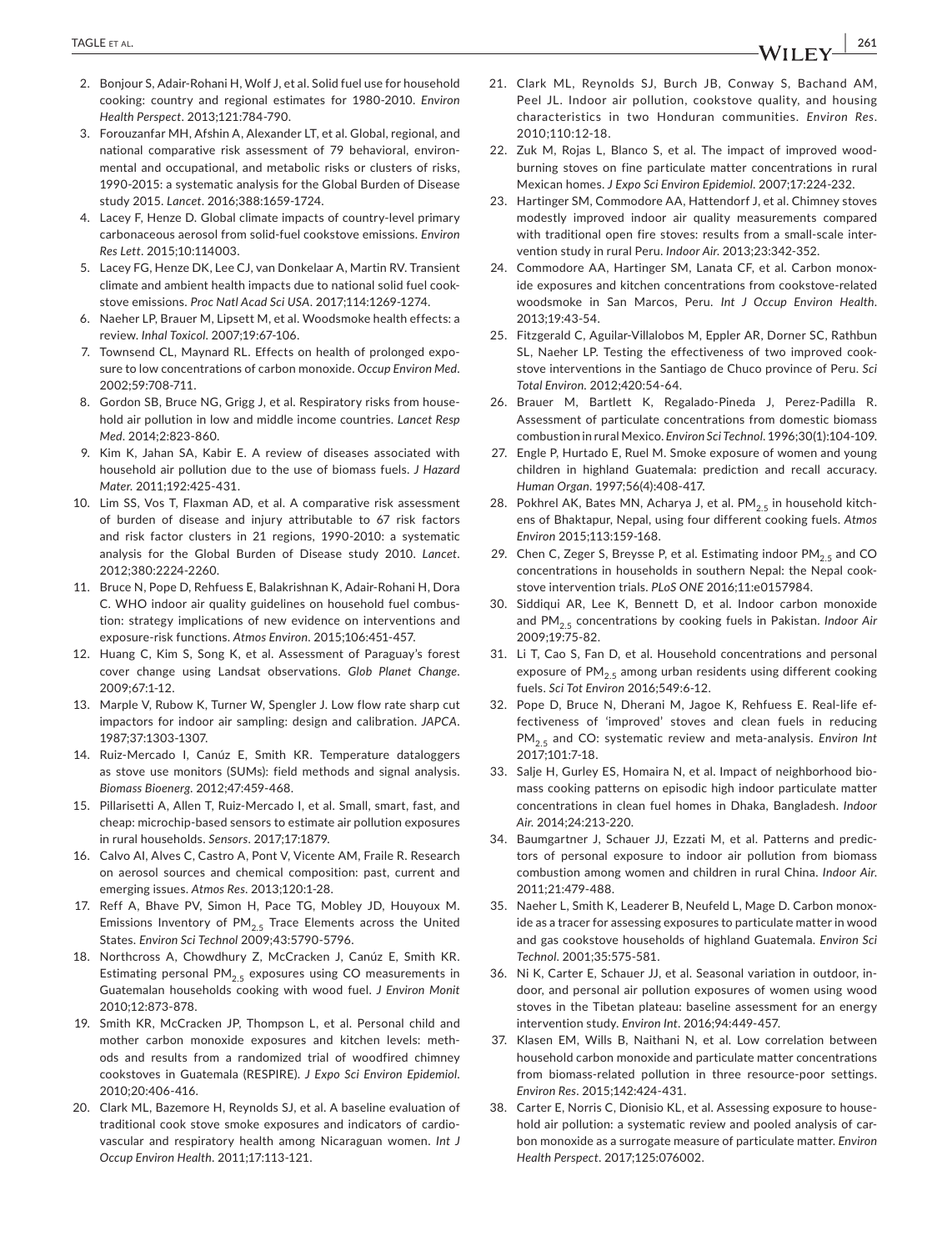2. Bonjour S, Adair-Rohani H, Wolf J, et al. Solid fuel use for household cooking: country and regional estimates for 1980-2010. *Environ Health Perspect*. 2013;121:784-790.
3. Forouzanfar MH, Afshin A, Alexander LT, et al. Global, regional, and national comparative risk assessment of 79 behavioral, environmental and occupational, and metabolic risks or clusters of risks, 1990-2015: a systematic analysis for the Global Burden of Disease study 2015. *Lancet*. 2016;388:1659-1724.
4. Lacey F, Henze D. Global climate impacts of country-level primary carbonaceous aerosol from solid-fuel cookstove emissions. *Environ Res Lett*. 2015;10:114003.
5. Lacey FG, Henze DK, Lee CJ, van Donkelaar A, Martin RV. Transient climate and ambient health impacts due to national solid fuel cookstove emissions. *Proc Natl Acad Sci USA*. 2017;114:1269-1274.
6. Naeher LP, Brauer M, Lipsett M, et al. Woodsmoke health effects: a review. *Inhal Toxicol*. 2007;19:67-106.
7. Townsend CL, Maynard RL. Effects on health of prolonged exposure to low concentrations of carbon monoxide. *Occup Environ Med*. 2002;59:708-711.
8. Gordon SB, Bruce NG, Grigg J, et al. Respiratory risks from household air pollution in low and middle income countries. *Lancet Resp Med*. 2014;2:823-860.
9. Kim K, Jahan SA, Kabir E. A review of diseases associated with household air pollution due to the use of biomass fuels. *J Hazard Mater*. 2011;192:425-431.
10. Lim SS, Vos T, Flaxman AD, et al. A comparative risk assessment of burden of disease and injury attributable to 67 risk factors and risk factor clusters in 21 regions, 1990-2010: a systematic analysis for the Global Burden of Disease study 2010. *Lancet*. 2012;380:2224-2260.
11. Bruce N, Pope D, Rehfuess E, Balakrishnan K, Adair-Rohani H, Dora C. WHO indoor air quality guidelines on household fuel combustion: strategy implications of new evidence on interventions and exposure-risk functions. *Atmos Environ*. 2015;106:451-457.
12. Huang C, Kim S, Song K, et al. Assessment of Paraguay's forest cover change using Landsat observations. *Glob Planet Change*. 2009;67:1-12.
13. Marple V, Rubow K, Turner W, Spengler J. Low flow rate sharp cut impactors for indoor air sampling: design and calibration. *JAPCA*. 1987;37:1303-1307.
14. Ruiz-Mercado I, Canúz E, Smith KR. Temperature dataloggers as stove use monitors (SUMs): field methods and signal analysis. *Biomass Bioenerg*. 2012;47:459-468.
15. Pillarisetti A, Allen T, Ruiz-Mercado I, et al. Small, smart, fast, and cheap: microchip-based sensors to estimate air pollution exposures in rural households. *Sensors*. 2017;17:1879.
16. Calvo AI, Alves C, Castro A, Pont V, Vicente AM, Fraile R. Research on aerosol sources and chemical composition: past, current and emerging issues. *Atmos Res*. 2013;120:1-28.
17. Reff A, Bhave PV, Simon H, Pace TG, Mobley JD, Houyoux M. Emissions Inventory of $PM_{2.5}$ Trace Elements across the United States. *Environ Sci Technol* 2009;43:5790-5796.
18. Northcross A, Chowdhury Z, McCracken J, Canúz E, Smith KR. Estimating personal $PM_{2.5}$ exposures using CO measurements in Guatemalan households cooking with wood fuel. *J Environ Monit* 2010;12:873-878.
19. Smith KR, McCracken JP, Thompson L, et al. Personal child and mother carbon monoxide exposures and kitchen levels: methods and results from a randomized trial of woodfired chimney cookstoves in Guatemala (RESPIRE). *J Expo Sci Environ Epidemiol*. 2010;20:406-416.
20. Clark ML, Bazemore H, Reynolds SJ, et al. A baseline evaluation of traditional cook stove smoke exposures and indicators of cardiovascular and respiratory health among Nicaraguan women. *Int J Occup Environ Health*. 2011;17:113-121.
21. Clark ML, Reynolds SJ, Burch JB, Conway S, Bachand AM, Peel JL. Indoor air pollution, cookstove quality, and housing characteristics in two Honduran communities. *Environ Res*. 2010;110:12-18.
22. Zuk M, Rojas L, Blanco S, et al. The impact of improved wood-burning stoves on fine particulate matter concentrations in rural Mexican homes. *J Expo Sci Environ Epidemiol*. 2007;17:224-232.
23. Hartinger SM, Commodore AA, Hattendorf J, et al. Chimney stoves modestly improved indoor air quality measurements compared with traditional open fire stoves: results from a small-scale intervention study in rural Peru. *Indoor Air*. 2013;23:342-352.
24. Commodore AA, Hartinger SM, Lanata CF, et al. Carbon monoxide exposures and kitchen concentrations from cookstove-related woodsmoke in San Marcos, Peru. *Int J Occup Environ Health*. 2013;19:43-54.
25. Fitzgerald C, Aguilar-Villalobos M, Eppler AR, Dorner SC, Rathbun SL, Naeher LP. Testing the effectiveness of two improved cookstove interventions in the Santiago de Chuco province of Peru. *Sci Total Environ*. 2012;420:54-64.
26. Brauer M, Bartlett K, Regalado-Pineda J, Perez-Padilla R. Assessment of particulate concentrations from domestic biomass combustion in rural Mexico. *Environ Sci Technol*. 1996;30(1):104-109.
27. Engle P, Hurtado E, Ruel M. Smoke exposure of women and young children in highland Guatemala: prediction and recall accuracy. *Human Organ*. 1997;56(4):408-417.
28. Pokhrel AK, Bates MN, Acharya J, et al. $PM_{2.5}$ in household kitchens of Bhaktapur, Nepal, using four different cooking fuels. *Atmos Environ* 2015;113:159-168.
29. Chen C, Zeger S, Breysse P, et al. Estimating indoor $PM_{2.5}$ and CO concentrations in households in southern Nepal: the Nepal cookstove intervention trials. *PLoS ONE* 2016;11:e0157984.
30. Siddiqui AR, Lee K, Bennett D, et al. Indoor carbon monoxide and $PM_{2.5}$ concentrations by cooking fuels in Pakistan. *Indoor Air* 2009;19:75-82.
31. Li T, Cao S, Fan D, et al. Household concentrations and personal exposure of $PM_{2.5}$ among urban residents using different cooking fuels. *Sci Tot Environ* 2016;549:6-12.
32. Pope D, Bruce N, Dherani M, Jagoe K, Rehfuess E. Real-life effectiveness of 'improved' stoves and clean fuels in reducing $PM_{2.5}$ and CO: systematic review and meta-analysis. *Environ Int* 2017;101:7-18.
33. Salje H, Gurley ES, Homaira N, et al. Impact of neighborhood biomass cooking patterns on episodic high indoor particulate matter concentrations in clean fuel homes in Dhaka, Bangladesh. *Indoor Air*. 2014;24:213-220.
34. Baumgartner J, Schauer JJ, Ezzati M, et al. Patterns and predictors of personal exposure to indoor air pollution from biomass combustion among women and children in rural China. *Indoor Air*. 2011;21:479-488.
35. Naeher L, Smith K, Leaderer B, Neufeld L, Mage D. Carbon monoxide as a tracer for assessing exposures to particulate matter in wood and gas cookstove households of highland Guatemala. *Environ Sci Technol*. 2001;35:575-581.
36. Ni K, Carter E, Schauer JJ, et al. Seasonal variation in outdoor, indoor, and personal air pollution exposures of women using wood stoves in the Tibetan plateau: baseline assessment for an energy intervention study. *Environ Int*. 2016;94:449-457.
37. Klasen EM, Wills B, Naithani N, et al. Low correlation between household carbon monoxide and particulate matter concentrations from biomass-related pollution in three resource-poor settings. *Environ Res*. 2015;142:424-431.
38. Carter E, Norris C, Dionisio KL, et al. Assessing exposure to household air pollution: a systematic review and pooled analysis of carbon monoxide as a surrogate measure of particulate matter. *Environ Health Perspect*. 2017;125:076002.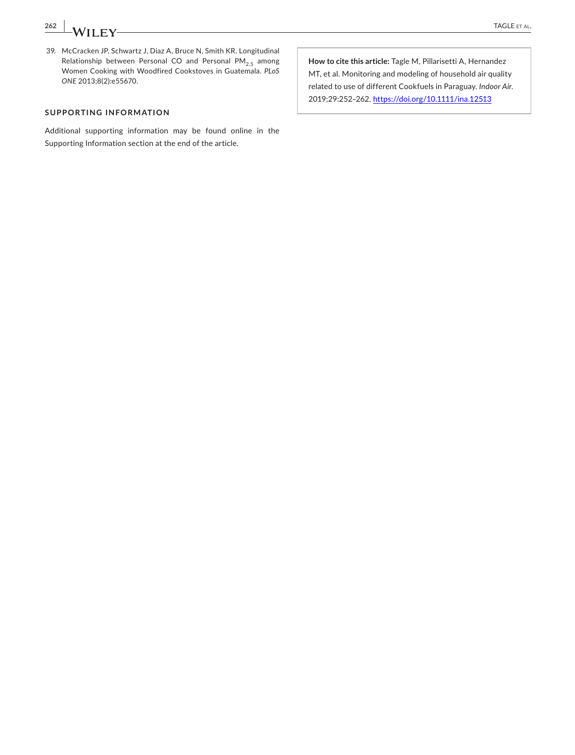39. McCracken JP, Schwartz J, Diaz A, Bruce N, Smith KR. Longitudinal Relationship between Personal CO and Personal $PM_{2.5}$ among Women Cooking with Woodfired Cookstoves in Guatemala. *PLoS ONE* 2013;8(2):e55670.

## SUPPORTING INFORMATION

Additional supporting information may be found online in the Supporting Information section at the end of the article.

**How to cite this article:** Tagle M, Pillarisetti A, Hernandez MT, et al. Monitoring and modeling of household air quality related to use of different Cookfuels in Paraguay. *Indoor Air.* 2019;29:252–262. https://doi.org/10.1111/ina.12513